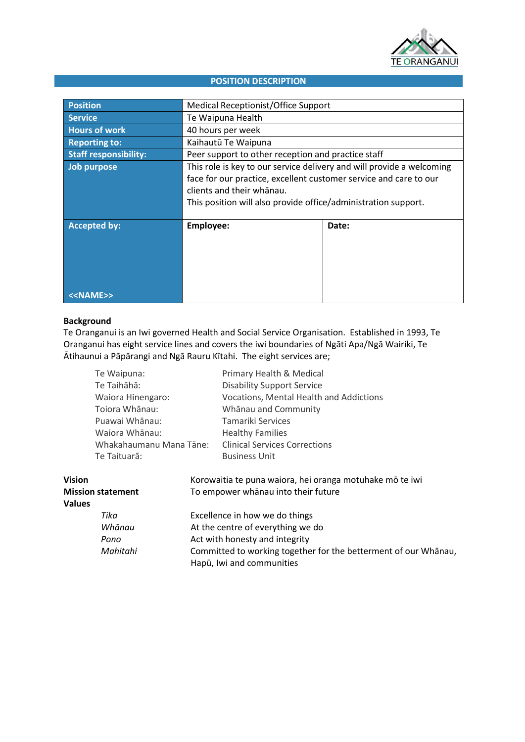TE ORANGANUI

# POSITION DESCRIPTION

| | | |
|---|---|---|
| **Position** | Medical Receptionist/Office Support | |
| **Service** | Te Waipuna Health | |
| **Hours of work** | 40 hours per week | |
| **Reporting to:** | Kaihautū Te Waipuna | |
| **Staff responsibility:** | Peer support to other reception and practice staff | |
| **Job purpose** | This role is key to our service delivery and will provide a welcoming face for our practice, excellent customer service and care to our clients and their whānau.<br>This position will also provide office/administration support. | |
| **Accepted by:**<br><br>**<<NAME>>** | **Employee:** | **Date:** |

**Background**

Te Oranganui is an Iwi governed Health and Social Service Organisation. Established in 1993, Te Oranganui has eight service lines and covers the iwi boundaries of Ngāti Apa/Ngā Wairiki, Te Ātihaunui a Pāpārangi and Ngā Rauru Kītahi. The eight services are;

| | |
|---|---|
| Te Waipuna: | Primary Health & Medical |
| Te Taihāhā: | Disability Support Service |
| Waiora Hinengaro: | Vocations, Mental Health and Addictions |
| Toiora Whānau: | Whānau and Community |
| Puawai Whānau: | Tamariki Services |
| Waiora Whānau: | Healthy Families |
| Whakahaumanu Mana Tāne: | Clinical Services Corrections |
| Te Taituarā: | Business Unit |

**Vision** Korowaitia te puna waiora, hei oranga motuhake mō te iwi

**Mission statement** To empower whānau into their future

**Values**

| | |
|---|---|
| *Tika* | Excellence in how we do things |
| *Whānau* | At the centre of everything we do |
| *Pono* | Act with honesty and integrity |
| *Mahitahi* | Committed to working together for the betterment of our Whānau, Hapū, Iwi and communities |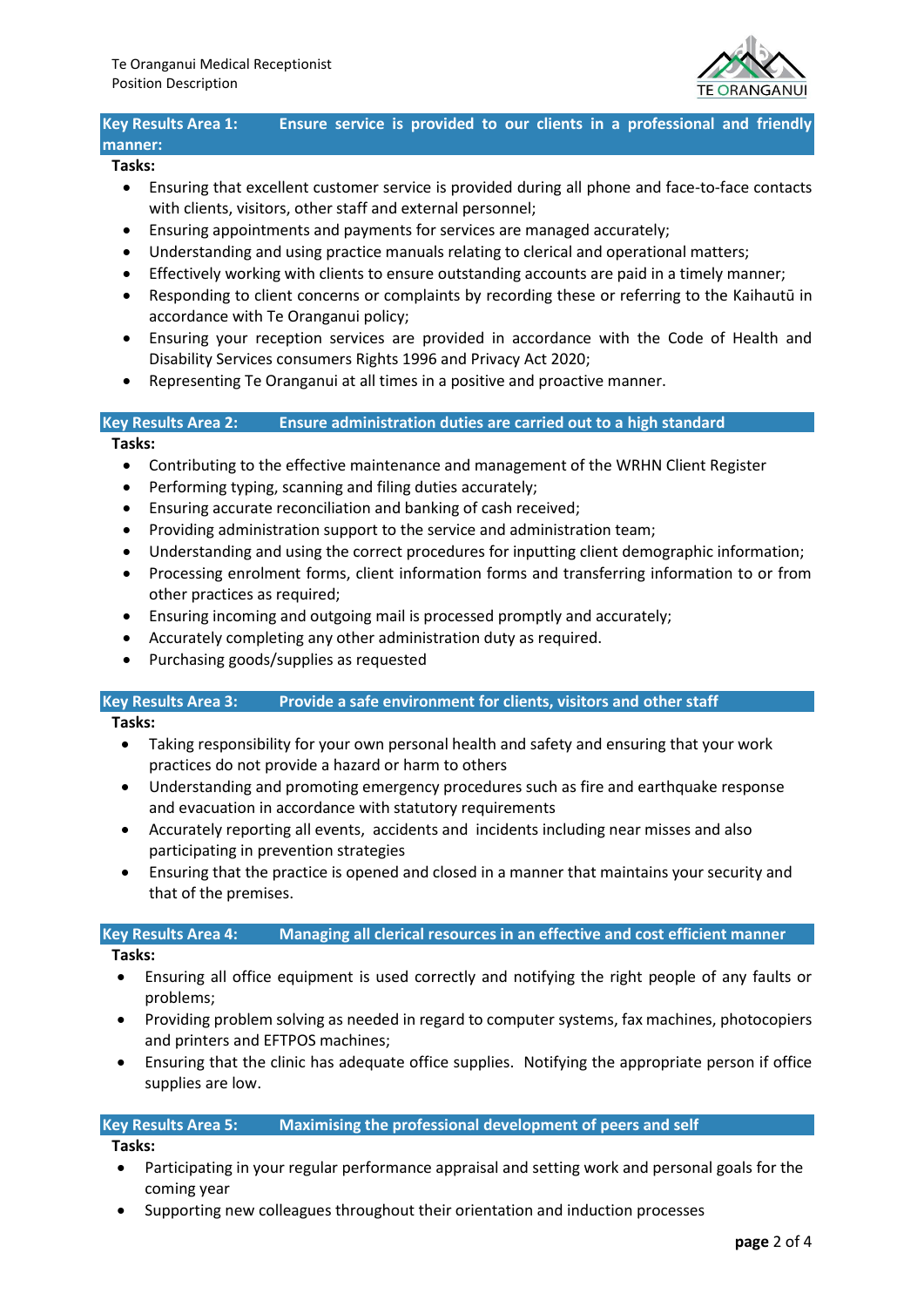## Key Results Area 1: Ensure service is provided to our clients in a professional and friendly manner:

**Tasks:**

- Ensuring that excellent customer service is provided during all phone and face-to-face contacts with clients, visitors, other staff and external personnel;
- Ensuring appointments and payments for services are managed accurately;
- Understanding and using practice manuals relating to clerical and operational matters;
- Effectively working with clients to ensure outstanding accounts are paid in a timely manner;
- Responding to client concerns or complaints by recording these or referring to the Kaihautū in accordance with Te Oranganui policy;
- Ensuring your reception services are provided in accordance with the Code of Health and Disability Services consumers Rights 1996 and Privacy Act 2020;
- Representing Te Oranganui at all times in a positive and proactive manner.

## Key Results Area 2: Ensure administration duties are carried out to a high standard

**Tasks:**

- Contributing to the effective maintenance and management of the WRHN Client Register
- Performing typing, scanning and filing duties accurately;
- Ensuring accurate reconciliation and banking of cash received;
- Providing administration support to the service and administration team;
- Understanding and using the correct procedures for inputting client demographic information;
- Processing enrolment forms, client information forms and transferring information to or from other practices as required;
- Ensuring incoming and outgoing mail is processed promptly and accurately;
- Accurately completing any other administration duty as required.
- Purchasing goods/supplies as requested

## Key Results Area 3: Provide a safe environment for clients, visitors and other staff

**Tasks:**

- Taking responsibility for your own personal health and safety and ensuring that your work practices do not provide a hazard or harm to others
- Understanding and promoting emergency procedures such as fire and earthquake response and evacuation in accordance with statutory requirements
- Accurately reporting all events, accidents and incidents including near misses and also participating in prevention strategies
- Ensuring that the practice is opened and closed in a manner that maintains your security and that of the premises.

## Key Results Area 4: Managing all clerical resources in an effective and cost efficient manner

**Tasks:**

- Ensuring all office equipment is used correctly and notifying the right people of any faults or problems;
- Providing problem solving as needed in regard to computer systems, fax machines, photocopiers and printers and EFTPOS machines;
- Ensuring that the clinic has adequate office supplies. Notifying the appropriate person if office supplies are low.

## Key Results Area 5: Maximising the professional development of peers and self

**Tasks:**

- Participating in your regular performance appraisal and setting work and personal goals for the coming year
- Supporting new colleagues throughout their orientation and induction processes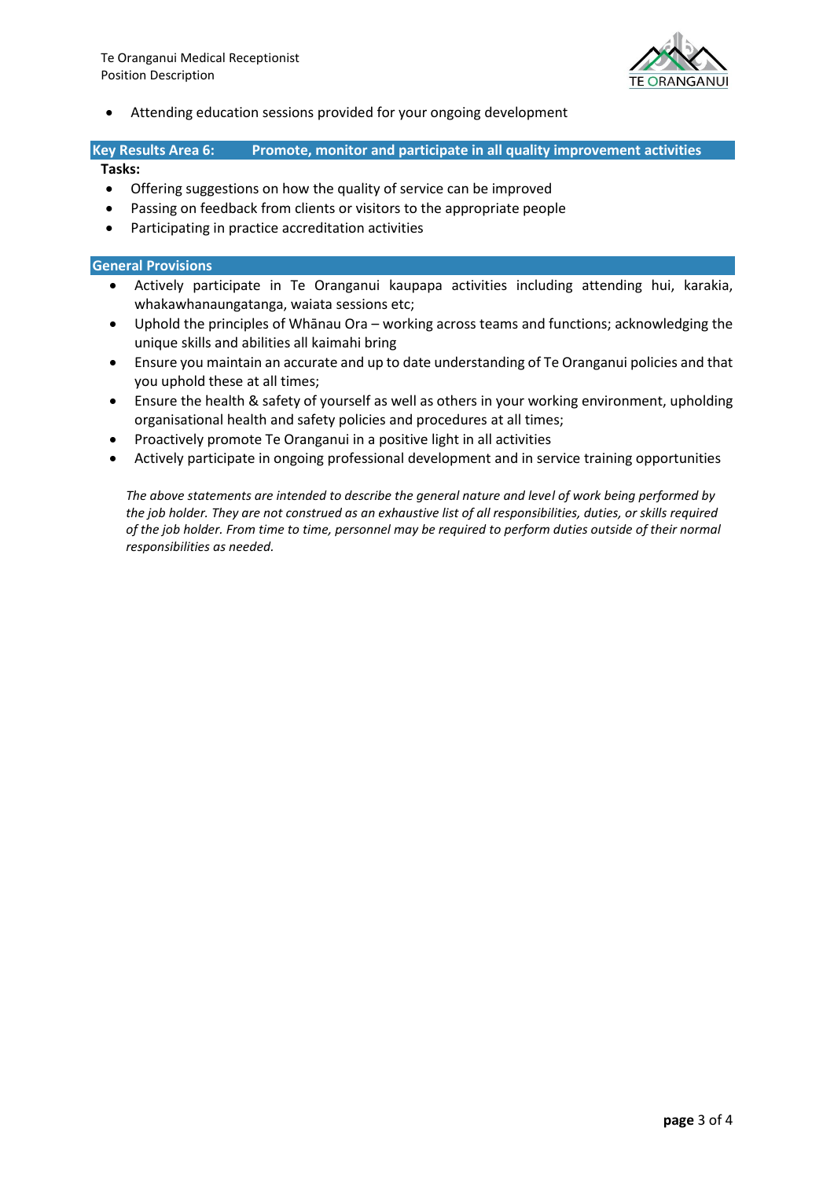- Attending education sessions provided for your ongoing development

## Key Results Area 6: Promote, monitor and participate in all quality improvement activities

**Tasks:**

- Offering suggestions on how the quality of service can be improved
- Passing on feedback from clients or visitors to the appropriate people
- Participating in practice accreditation activities

## General Provisions

- Actively participate in Te Oranganui kaupapa activities including attending hui, karakia, whakawhanaungatanga, waiata sessions etc;
- Uphold the principles of Whānau Ora – working across teams and functions; acknowledging the unique skills and abilities all kaimahi bring
- Ensure you maintain an accurate and up to date understanding of Te Oranganui policies and that you uphold these at all times;
- Ensure the health & safety of yourself as well as others in your working environment, upholding organisational health and safety policies and procedures at all times;
- Proactively promote Te Oranganui in a positive light in all activities
- Actively participate in ongoing professional development and in service training opportunities

*The above statements are intended to describe the general nature and level of work being performed by the job holder. They are not construed as an exhaustive list of all responsibilities, duties, or skills required of the job holder. From time to time, personnel may be required to perform duties outside of their normal responsibilities as needed.*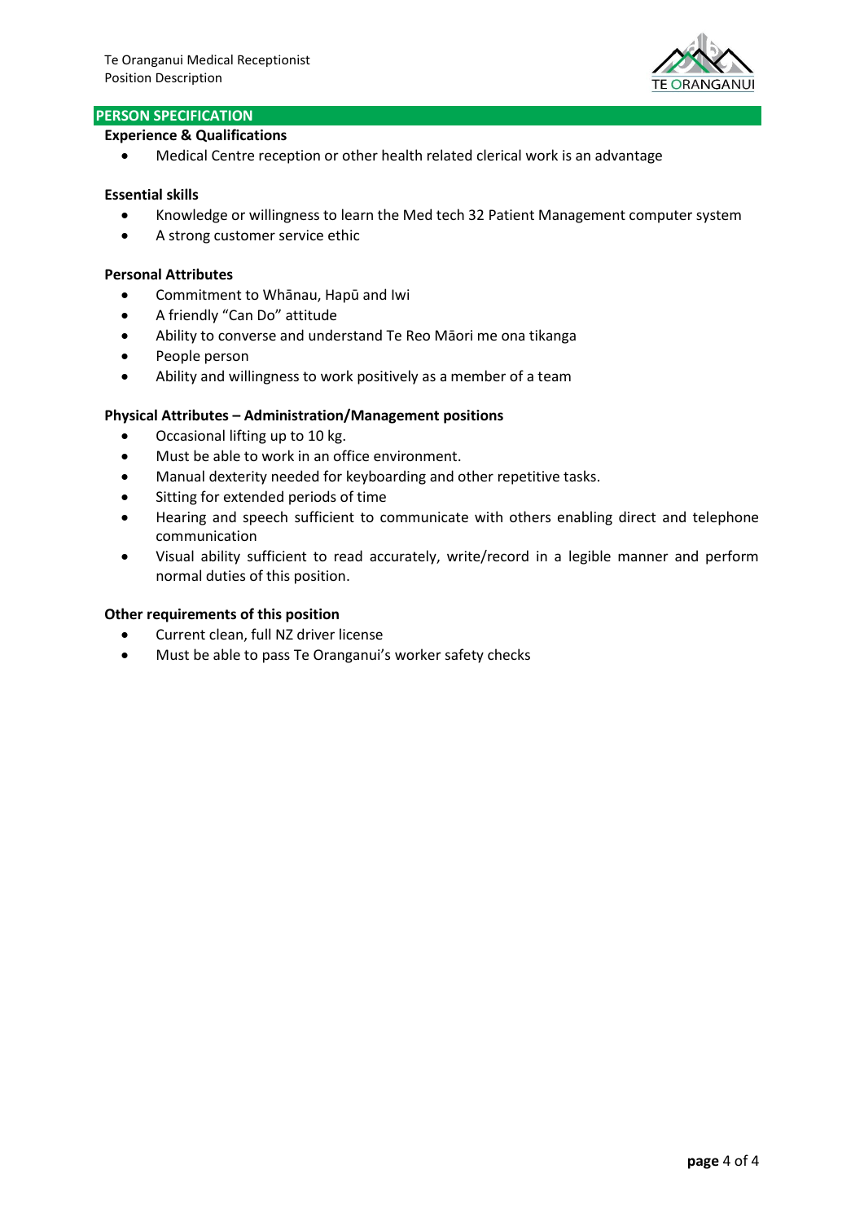## PERSON SPECIFICATION

**Experience & Qualifications**

- Medical Centre reception or other health related clerical work is an advantage

**Essential skills**

- Knowledge or willingness to learn the Med tech 32 Patient Management computer system
- A strong customer service ethic

**Personal Attributes**

- Commitment to Whānau, Hapū and Iwi
- A friendly "Can Do" attitude
- Ability to converse and understand Te Reo Māori me ona tikanga
- People person
- Ability and willingness to work positively as a member of a team

**Physical Attributes – Administration/Management positions**

- Occasional lifting up to 10 kg.
- Must be able to work in an office environment.
- Manual dexterity needed for keyboarding and other repetitive tasks.
- Sitting for extended periods of time
- Hearing and speech sufficient to communicate with others enabling direct and telephone communication
- Visual ability sufficient to read accurately, write/record in a legible manner and perform normal duties of this position.

**Other requirements of this position**

- Current clean, full NZ driver license
- Must be able to pass Te Oranganui's worker safety checks